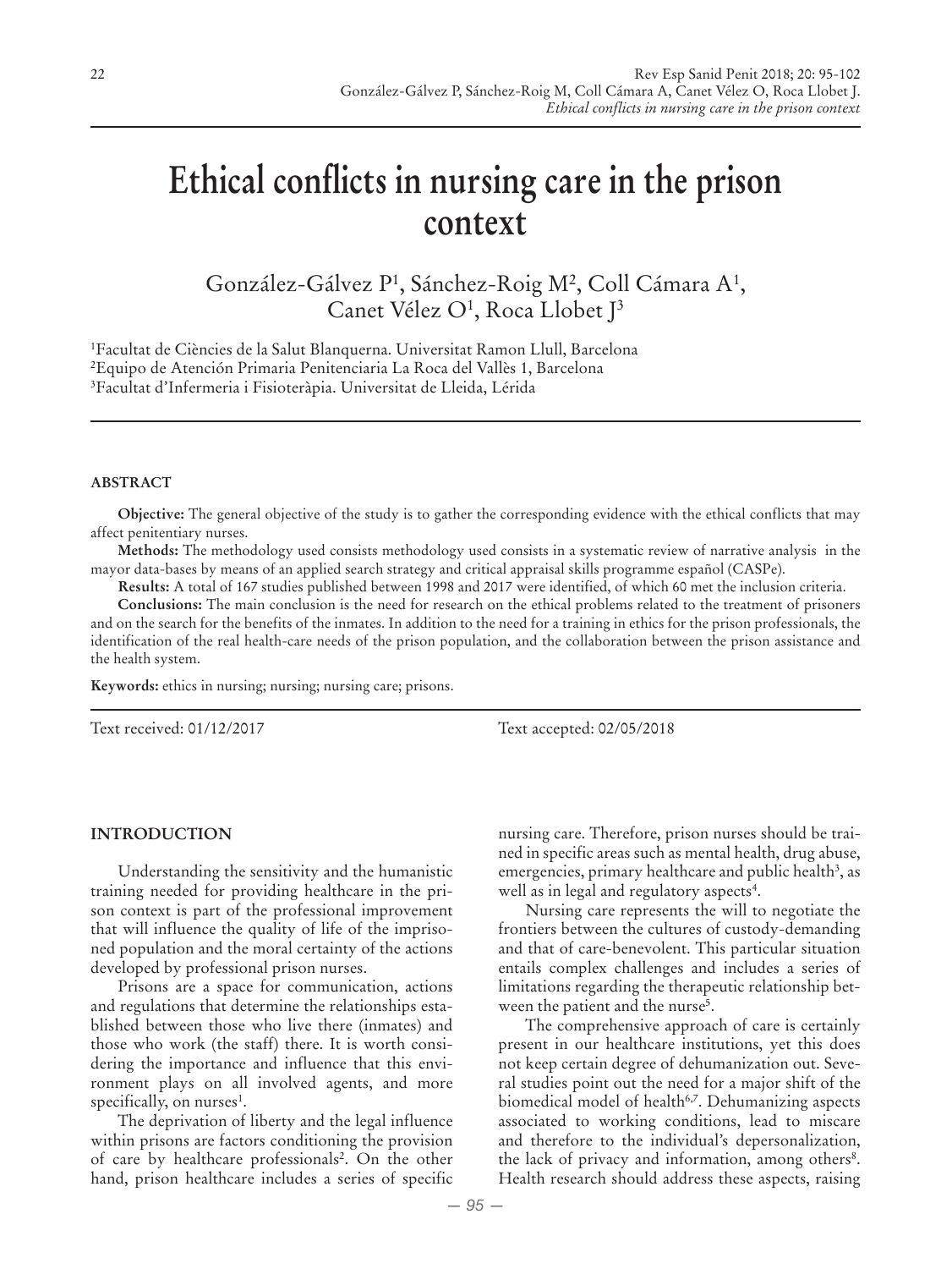# Ethical conflicts in nursing care in the prison context

González-Gálvez P[1], Sánchez-Roig M[2], Coll Cámara A[1], Canet Vélez O[1], Roca Llobet J[3]

[1]Facultat de Ciències de la Salut Blanquerna. Universitat Ramon Llull, Barcelona
[2]Equipo de Atención Primaria Penitenciaria La Roca del Vallès 1, Barcelona
[3]Facultat d'Infermeria i Fisioteràpia. Universitat de Lleida, Lérida

## ABSTRACT

**Objective:** The general objective of the study is to gather the corresponding evidence with the ethical conflicts that may affect penitentiary nurses.

**Methods:** The methodology used consists methodology used consists in a systematic review of narrative analysis in the mayor data-bases by means of an applied search strategy and critical appraisal skills programme español (CASPe).

**Results:** A total of 167 studies published between 1998 and 2017 were identified, of which 60 met the inclusion criteria.

**Conclusions:** The main conclusion is the need for research on the ethical problems related to the treatment of prisoners and on the search for the benefits of the inmates. In addition to the need for a training in ethics for the prison professionals, the identification of the real health-care needs of the prison population, and the collaboration between the prison assistance and the health system.

**Keywords:** ethics in nursing; nursing; nursing care; prisons.

Text received: 01/12/2017 Text accepted: 02/05/2018

## INTRODUCTION

Understanding the sensitivity and the humanistic training needed for providing healthcare in the prison context is part of the professional improvement that will influence the quality of life of the imprisoned population and the moral certainty of the actions developed by professional prison nurses.

Prisons are a space for communication, actions and regulations that determine the relationships established between those who live there (inmates) and those who work (the staff) there. It is worth considering the importance and influence that this environment plays on all involved agents, and more specifically, on nurses[1].

The deprivation of liberty and the legal influence within prisons are factors conditioning the provision of care by healthcare professionals[2]. On the other hand, prison healthcare includes a series of specific nursing care. Therefore, prison nurses should be trained in specific areas such as mental health, drug abuse, emergencies, primary healthcare and public health[3], as well as in legal and regulatory aspects[4].

Nursing care represents the will to negotiate the frontiers between the cultures of custody-demanding and that of care-benevolent. This particular situation entails complex challenges and includes a series of limitations regarding the therapeutic relationship between the patient and the nurse[5].

The comprehensive approach of care is certainly present in our healthcare institutions, yet this does not keep certain degree of dehumanization out. Several studies point out the need for a major shift of the biomedical model of health[6,7]. Dehumanizing aspects associated to working conditions, lead to miscare and therefore to the individual's depersonalization, the lack of privacy and information, among others[8]. Health research should address these aspects, raising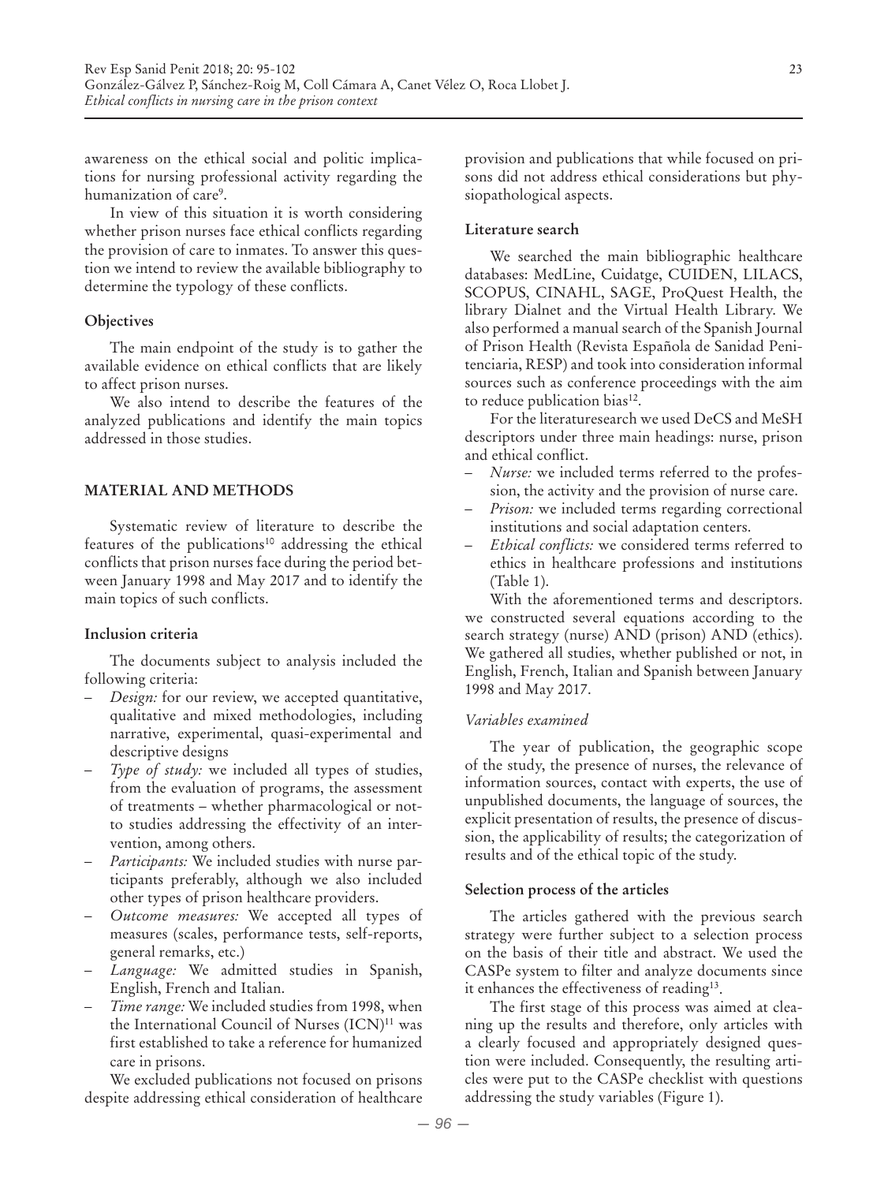awareness on the ethical social and politic implications for nursing professional activity regarding the humanization of care[9].

In view of this situation it is worth considering whether prison nurses face ethical conflicts regarding the provision of care to inmates. To answer this question we intend to review the available bibliography to determine the typology of these conflicts.

### Objectives

The main endpoint of the study is to gather the available evidence on ethical conflicts that are likely to affect prison nurses.

We also intend to describe the features of the analyzed publications and identify the main topics addressed in those studies.

## MATERIAL AND METHODS

Systematic review of literature to describe the features of the publications[10] addressing the ethical conflicts that prison nurses face during the period between January 1998 and May 2017 and to identify the main topics of such conflicts.

### Inclusion criteria

The documents subject to analysis included the following criteria:

- *Design:* for our review, we accepted quantitative, qualitative and mixed methodologies, including narrative, experimental, quasi-experimental and descriptive designs
- *Type of study:* we included all types of studies, from the evaluation of programs, the assessment of treatments – whether pharmacological or not-to studies addressing the effectivity of an intervention, among others.
- *Participants:* We included studies with nurse participants preferably, although we also included other types of prison healthcare providers.
- *Outcome measures:* We accepted all types of measures (scales, performance tests, self-reports, general remarks, etc.)
- *Language:* We admitted studies in Spanish, English, French and Italian.
- *Time range:* We included studies from 1998, when the International Council of Nurses (ICN)[11] was first established to take a reference for humanized care in prisons.

We excluded publications not focused on prisons despite addressing ethical consideration of healthcare provision and publications that while focused on prisons did not address ethical considerations but physiopathological aspects.

### Literature search

We searched the main bibliographic healthcare databases: MedLine, Cuidatge, CUIDEN, LILACS, SCOPUS, CINAHL, SAGE, ProQuest Health, the library Dialnet and the Virtual Health Library. We also performed a manual search of the Spanish Journal of Prison Health (Revista Española de Sanidad Penitenciaria, RESP) and took into consideration informal sources such as conference proceedings with the aim to reduce publication bias[12].

For the literaturesearch we used DeCS and MeSH descriptors under three main headings: nurse, prison and ethical conflict.

- *Nurse:* we included terms referred to the profession, the activity and the provision of nurse care.
- *Prison:* we included terms regarding correctional institutions and social adaptation centers.
- *Ethical conflicts:* we considered terms referred to ethics in healthcare professions and institutions (Table 1).

With the aforementioned terms and descriptors. we constructed several equations according to the search strategy (nurse) AND (prison) AND (ethics). We gathered all studies, whether published or not, in English, French, Italian and Spanish between January 1998 and May 2017.

#### *Variables examined*

The year of publication, the geographic scope of the study, the presence of nurses, the relevance of information sources, contact with experts, the use of unpublished documents, the language of sources, the explicit presentation of results, the presence of discussion, the applicability of results; the categorization of results and of the ethical topic of the study.

### Selection process of the articles

The articles gathered with the previous search strategy were further subject to a selection process on the basis of their title and abstract. We used the CASPe system to filter and analyze documents since it enhances the effectiveness of reading[13].

The first stage of this process was aimed at cleaning up the results and therefore, only articles with a clearly focused and appropriately designed question were included. Consequently, the resulting articles were put to the CASPe checklist with questions addressing the study variables (Figure 1).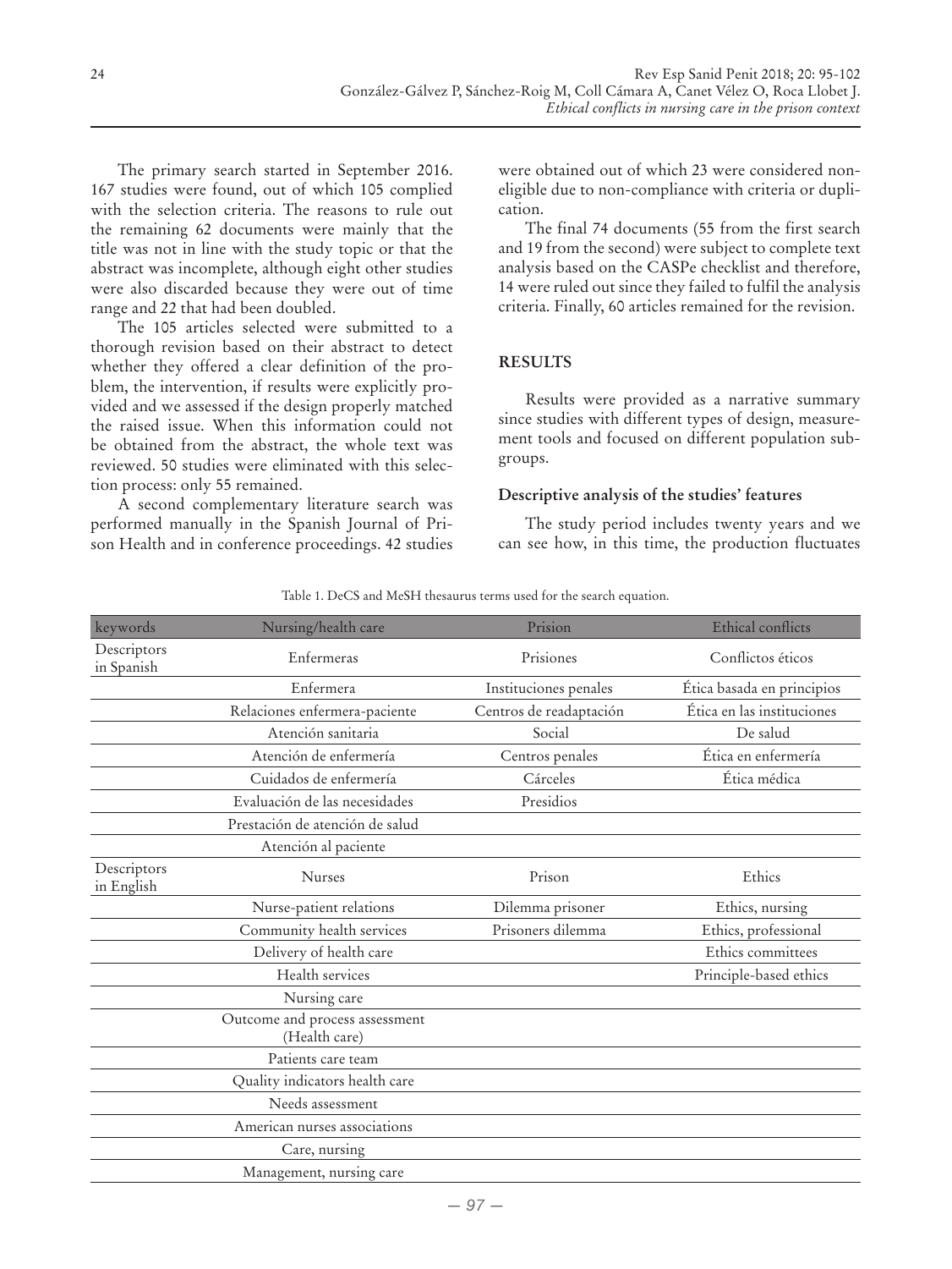The primary search started in September 2016. 167 studies were found, out of which 105 complied with the selection criteria. The reasons to rule out the remaining 62 documents were mainly that the title was not in line with the study topic or that the abstract was incomplete, although eight other studies were also discarded because they were out of time range and 22 that had been doubled.

The 105 articles selected were submitted to a thorough revision based on their abstract to detect whether they offered a clear definition of the problem, the intervention, if results were explicitly provided and we assessed if the design properly matched the raised issue. When this information could not be obtained from the abstract, the whole text was reviewed. 50 studies were eliminated with this selection process: only 55 remained.

A second complementary literature search was performed manually in the Spanish Journal of Prison Health and in conference proceedings. 42 studies were obtained out of which 23 were considered non-eligible due to non-compliance with criteria or duplication.

The final 74 documents (55 from the first search and 19 from the second) were subject to complete text analysis based on the CASPe checklist and therefore, 14 were ruled out since they failed to fulfil the analysis criteria. Finally, 60 articles remained for the revision.

## RESULTS

Results were provided as a narrative summary since studies with different types of design, measurement tools and focused on different population subgroups.

### Descriptive analysis of the studies' features

The study period includes twenty years and we can see how, in this time, the production fluctuates

Table 1. DeCS and MeSH thesaurus terms used for the search equation.

| keywords | Nursing/health care | Prision | Ethical conflicts |
|---|---|---|---|
| Descriptors in Spanish | Enfermeras | Prisiones | Conflictos éticos |
| | Enfermera | Instituciones penales | Ética basada en principios |
| | Relaciones enfermera-paciente | Centros de readaptación | Ética en las instituciones |
| | Atención sanitaria | Social | De salud |
| | Atención de enfermería | Centros penales | Ética en enfermería |
| | Cuidados de enfermería | Cárceles | Ética médica |
| | Evaluación de las necesidades | Presidios | |
| | Prestación de atención de salud | | |
| | Atención al paciente | | |
| Descriptors in English | Nurses | Prison | Ethics |
| | Nurse-patient relations | Dilemma prisoner | Ethics, nursing |
| | Community health services | Prisoners dilemma | Ethics, professional |
| | Delivery of health care | | Ethics committees |
| | Health services | | Principle-based ethics |
| | Nursing care | | |
| | Outcome and process assessment (Health care) | | |
| | Patients care team | | |
| | Quality indicators health care | | |
| | Needs assessment | | |
| | American nurses associations | | |
| | Care, nursing | | |
| | Management, nursing care | | |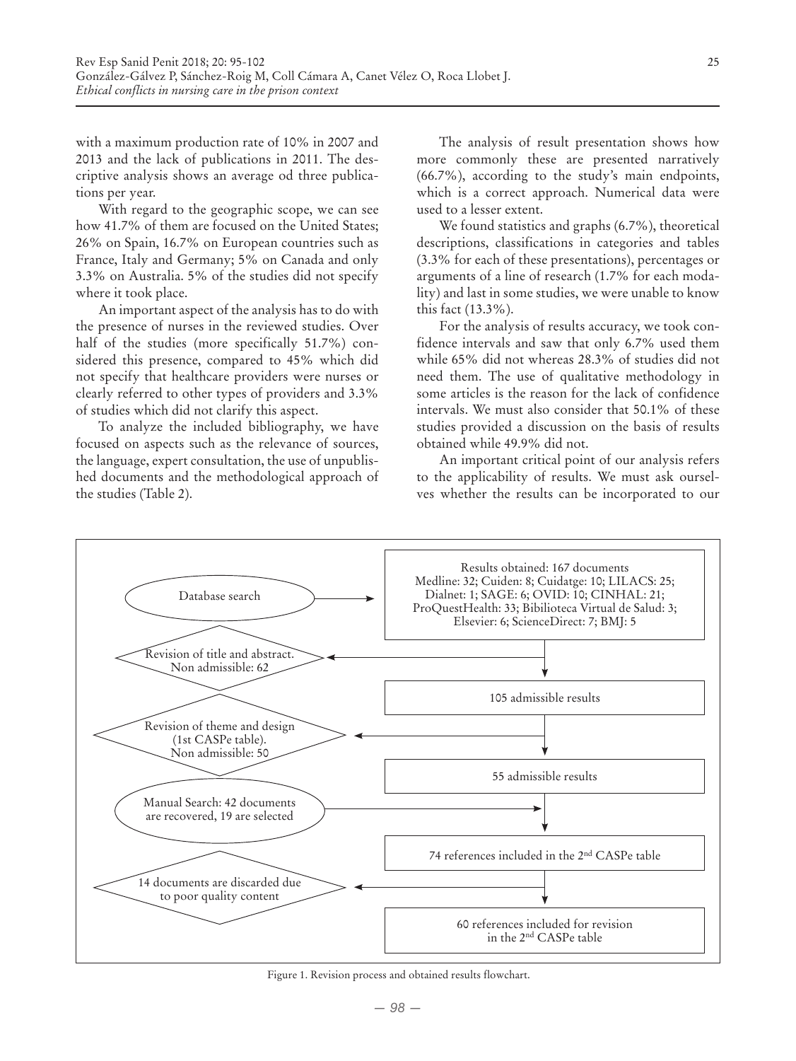with a maximum production rate of 10% in 2007 and 2013 and the lack of publications in 2011. The descriptive analysis shows an average od three publications per year.

With regard to the geographic scope, we can see how 41.7% of them are focused on the United States; 26% on Spain, 16.7% on European countries such as France, Italy and Germany; 5% on Canada and only 3.3% on Australia. 5% of the studies did not specify where it took place.

An important aspect of the analysis has to do with the presence of nurses in the reviewed studies. Over half of the studies (more specifically 51.7%) considered this presence, compared to 45% which did not specify that healthcare providers were nurses or clearly referred to other types of providers and 3.3% of studies which did not clarify this aspect.

To analyze the included bibliography, we have focused on aspects such as the relevance of sources, the language, expert consultation, the use of unpublished documents and the methodological approach of the studies (Table 2).

The analysis of result presentation shows how more commonly these are presented narratively (66.7%), according to the study's main endpoints, which is a correct approach. Numerical data were used to a lesser extent.

We found statistics and graphs (6.7%), theoretical descriptions, classifications in categories and tables (3.3% for each of these presentations), percentages or arguments of a line of research (1.7% for each modality) and last in some studies, we were unable to know this fact (13.3%).

For the analysis of results accuracy, we took confidence intervals and saw that only 6.7% used them while 65% did not whereas 28.3% of studies did not need them. The use of qualitative methodology in some articles is the reason for the lack of confidence intervals. We must also consider that 50.1% of these studies provided a discussion on the basis of results obtained while 49.9% did not.

An important critical point of our analysis refers to the applicability of results. We must ask ourselves whether the results can be incorporated to our

```
Database search
  → Results obtained: 167 documents
    Medline: 32; Cuiden: 8; Cuidatge: 10; LILACS: 25;
    Dialnet: 1; SAGE: 6; OVID: 10; CINHAL: 21;
    ProQuestHealth: 33; Bibilioteca Virtual de Salud: 3;
    Elsevier: 6; ScienceDirect: 7; BMJ: 5

Revision of title and abstract. Non admissible: 62
  → 105 admissible results

Revision of theme and design (1st CASPe table). Non admissible: 50
  → 55 admissible results

Manual Search: 42 documents are recovered, 19 are selected
  → 74 references included in the 2nd CASPe table

14 documents are discarded due to poor quality content
  → 60 references included for revision in the 2nd CASPe table
```

Figure 1. Revision process and obtained results flowchart.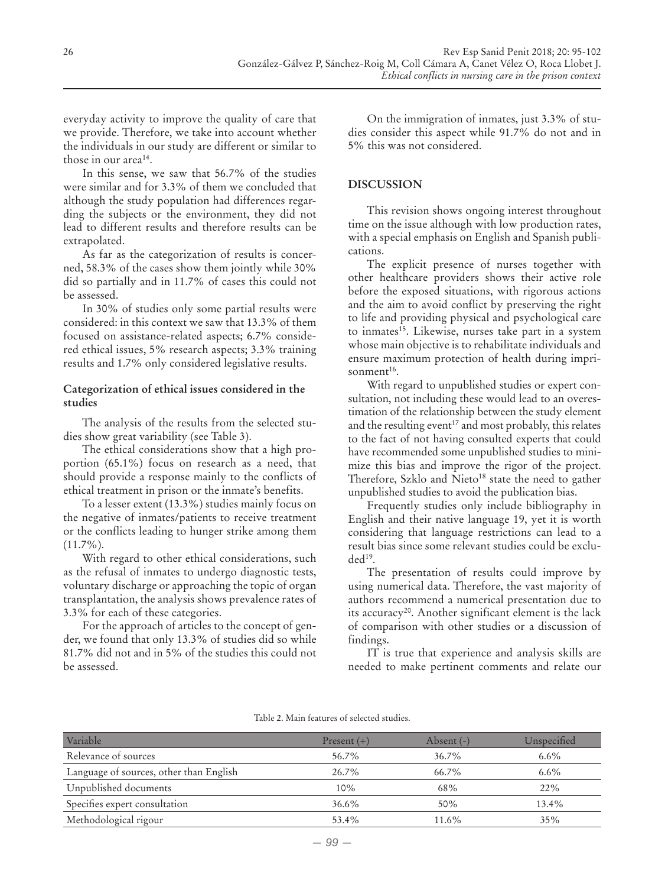everyday activity to improve the quality of care that we provide. Therefore, we take into account whether the individuals in our study are different or similar to those in our area[14].

In this sense, we saw that 56.7% of the studies were similar and for 3.3% of them we concluded that although the study population had differences regarding the subjects or the environment, they did not lead to different results and therefore results can be extrapolated.

As far as the categorization of results is concerned, 58.3% of the cases show them jointly while 30% did so partially and in 11.7% of cases this could not be assessed.

In 30% of studies only some partial results were considered: in this context we saw that 13.3% of them focused on assistance-related aspects; 6.7% considered ethical issues, 5% research aspects; 3.3% training results and 1.7% only considered legislative results.

### Categorization of ethical issues considered in the studies

The analysis of the results from the selected studies show great variability (see Table 3).

The ethical considerations show that a high proportion (65.1%) focus on research as a need, that should provide a response mainly to the conflicts of ethical treatment in prison or the inmate's benefits.

To a lesser extent (13.3%) studies mainly focus on the negative of inmates/patients to receive treatment or the conflicts leading to hunger strike among them (11.7%).

With regard to other ethical considerations, such as the refusal of inmates to undergo diagnostic tests, voluntary discharge or approaching the topic of organ transplantation, the analysis shows prevalence rates of 3.3% for each of these categories.

For the approach of articles to the concept of gender, we found that only 13.3% of studies did so while 81.7% did not and in 5% of the studies this could not be assessed.

On the immigration of inmates, just 3.3% of studies consider this aspect while 91.7% do not and in 5% this was not considered.

## DISCUSSION

This revision shows ongoing interest throughout time on the issue although with low production rates, with a special emphasis on English and Spanish publications.

The explicit presence of nurses together with other healthcare providers shows their active role before the exposed situations, with rigorous actions and the aim to avoid conflict by preserving the right to life and providing physical and psychological care to inmates[15]. Likewise, nurses take part in a system whose main objective is to rehabilitate individuals and ensure maximum protection of health during imprisonment[16].

With regard to unpublished studies or expert consultation, not including these would lead to an overestimation of the relationship between the study element and the resulting event[17] and most probably, this relates to the fact of not having consulted experts that could have recommended some unpublished studies to minimize this bias and improve the rigor of the project. Therefore, Szklo and Nieto[18] state the need to gather unpublished studies to avoid the publication bias.

Frequently studies only include bibliography in English and their native language 19, yet it is worth considering that language restrictions can lead to a result bias since some relevant studies could be excluded[19].

The presentation of results could improve by using numerical data. Therefore, the vast majority of authors recommend a numerical presentation due to its accuracy[20]. Another significant element is the lack of comparison with other studies or a discussion of findings.

IT is true that experience and analysis skills are needed to make pertinent comments and relate our

Table 2. Main features of selected studies.

| Variable | Present (+) | Absent (-) | Unspecified |
|---|---|---|---|
| Relevance of sources | 56.7% | 36.7% | 6.6% |
| Language of sources, other than English | 26.7% | 66.7% | 6.6% |
| Unpublished documents | 10% | 68% | 22% |
| Specifies expert consultation | 36.6% | 50% | 13.4% |
| Methodological rigour | 53.4% | 11.6% | 35% |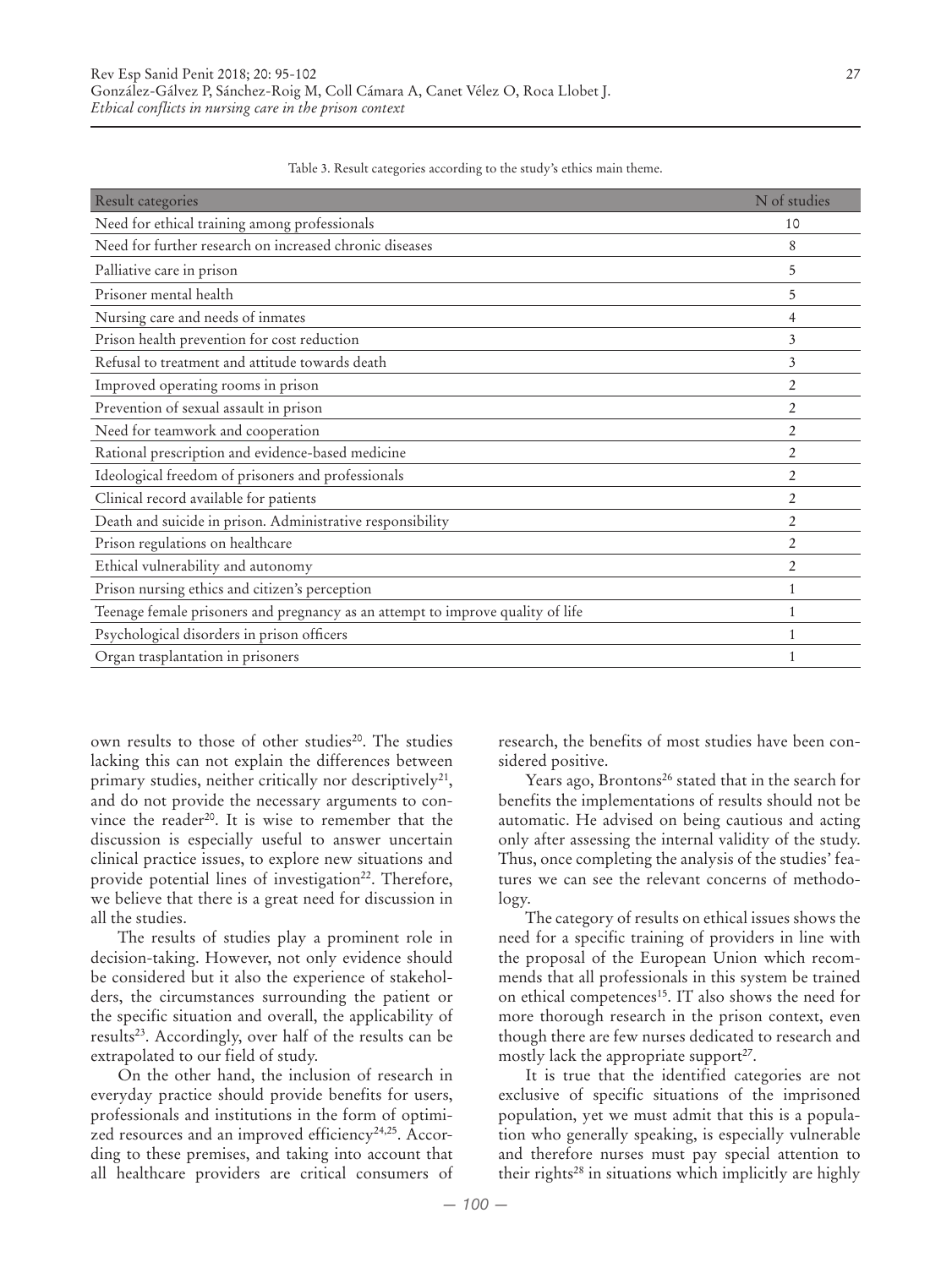Table 3. Result categories according to the study's ethics main theme.

| Result categories | N of studies |
|---|---|
| Need for ethical training among professionals | 10 |
| Need for further research on increased chronic diseases | 8 |
| Palliative care in prison | 5 |
| Prisoner mental health | 5 |
| Nursing care and needs of inmates | 4 |
| Prison health prevention for cost reduction | 3 |
| Refusal to treatment and attitude towards death | 3 |
| Improved operating rooms in prison | 2 |
| Prevention of sexual assault in prison | 2 |
| Need for teamwork and cooperation | 2 |
| Rational prescription and evidence-based medicine | 2 |
| Ideological freedom of prisoners and professionals | 2 |
| Clinical record available for patients | 2 |
| Death and suicide in prison. Administrative responsibility | 2 |
| Prison regulations on healthcare | 2 |
| Ethical vulnerability and autonomy | 2 |
| Prison nursing ethics and citizen's perception | 1 |
| Teenage female prisoners and pregnancy as an attempt to improve quality of life | 1 |
| Psychological disorders in prison officers | 1 |
| Organ trasplantation in prisoners | 1 |

own results to those of other studies[20]. The studies lacking this can not explain the differences between primary studies, neither critically nor descriptively[21], and do not provide the necessary arguments to convince the reader[20]. It is wise to remember that the discussion is especially useful to answer uncertain clinical practice issues, to explore new situations and provide potential lines of investigation[22]. Therefore, we believe that there is a great need for discussion in all the studies.

The results of studies play a prominent role in decision-taking. However, not only evidence should be considered but it also the experience of stakeholders, the circumstances surrounding the patient or the specific situation and overall, the applicability of results[23]. Accordingly, over half of the results can be extrapolated to our field of study.

On the other hand, the inclusion of research in everyday practice should provide benefits for users, professionals and institutions in the form of optimized resources and an improved efficiency[24,25]. According to these premises, and taking into account that all healthcare providers are critical consumers of research, the benefits of most studies have been considered positive.

Years ago, Brontons[26] stated that in the search for benefits the implementations of results should not be automatic. He advised on being cautious and acting only after assessing the internal validity of the study. Thus, once completing the analysis of the studies' features we can see the relevant concerns of methodology.

The category of results on ethical issues shows the need for a specific training of providers in line with the proposal of the European Union which recommends that all professionals in this system be trained on ethical competences[15]. IT also shows the need for more thorough research in the prison context, even though there are few nurses dedicated to research and mostly lack the appropriate support[27].

It is true that the identified categories are not exclusive of specific situations of the imprisoned population, yet we must admit that this is a population who generally speaking, is especially vulnerable and therefore nurses must pay special attention to their rights[28] in situations which implicitly are highly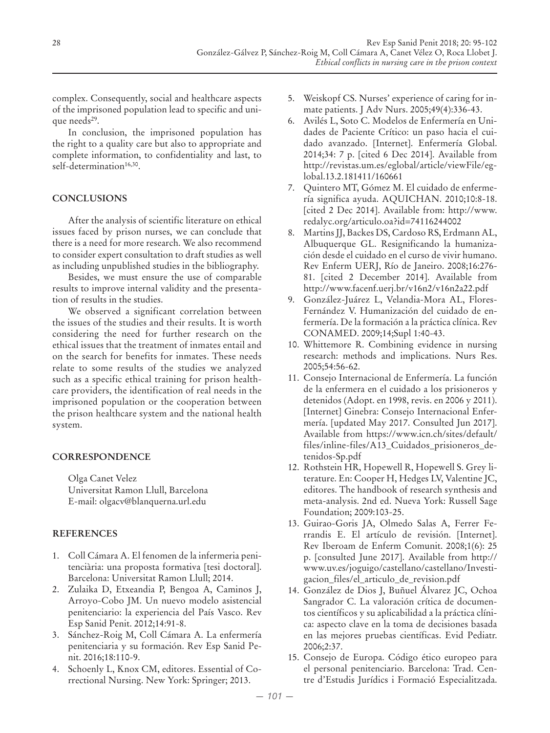complex. Consequently, social and healthcare aspects of the imprisoned population lead to specific and unique needs[29].

In conclusion, the imprisoned population has the right to a quality care but also to appropriate and complete information, to confidentiality and last, to self-determination[16,30].

## CONCLUSIONS

After the analysis of scientific literature on ethical issues faced by prison nurses, we can conclude that there is a need for more research. We also recommend to consider expert consultation to draft studies as well as including unpublished studies in the bibliography.

Besides, we must ensure the use of comparable results to improve internal validity and the presentation of results in the studies.

We observed a significant correlation between the issues of the studies and their results. It is worth considering the need for further research on the ethical issues that the treatment of inmates entail and on the search for benefits for inmates. These needs relate to some results of the studies we analyzed such as a specific ethical training for prison healthcare providers, the identification of real needs in the imprisoned population or the cooperation between the prison healthcare system and the national health system.

## CORRESPONDENCE

Olga Canet Velez
Universitat Ramon Llull, Barcelona
E-mail: olgacv@blanquerna.url.edu

## REFERENCES

1. Coll Cámara A. El fenomen de la infermeria penitenciària: una proposta formativa [tesi doctoral]. Barcelona: Universitat Ramon Llull; 2014.
2. Zulaika D, Etxeandia P, Bengoa A, Caminos J, Arroyo-Cobo JM. Un nuevo modelo asistencial penitenciario: la experiencia del País Vasco. Rev Esp Sanid Penit. 2012;14:91-8.
3. Sánchez-Roig M, Coll Cámara A. La enfermería penitenciaria y su formación. Rev Esp Sanid Penit. 2016;18:110-9.
4. Schoenly L, Knox CM, editores. Essential of Correctional Nursing. New York: Springer; 2013.
5. Weiskopf CS. Nurses' experience of caring for inmate patients. J Adv Nurs. 2005;49(4):336-43.
6. Avilés L, Soto C. Modelos de Enfermería en Unidades de Paciente Crítico: un paso hacia el cuidado avanzado. [Internet]. Enfermería Global. 2014;34: 7 p. [cited 6 Dec 2014]. Available from http://revistas.um.es/eglobal/article/viewFile/eglobal.13.2.181411/160661
7. Quintero MT, Gómez M. El cuidado de enfermería significa ayuda. AQUICHAN. 2010;10:8-18. [cited 2 Dec 2014]. Available from: http://www.redalyc.org/articulo.oa?id=74116244002
8. Martins JJ, Backes DS, Cardoso RS, Erdmann AL, Albuquerque GL. Resignificando la humanización desde el cuidado en el curso de vivir humano. Rev Enferm UERJ, Río de Janeiro. 2008;16:276-81. [cited 2 December 2014]. Available from http://www.facenf.uerj.br/v16n2/v16n2a22.pdf
9. González-Juárez L, Velandia-Mora AL, Flores-Fernández V. Humanización del cuidado de enfermería. De la formación a la práctica clínica. Rev CONAMED. 2009;14;Supl 1:40-43.
10. Whittemore R. Combining evidence in nursing research: methods and implications. Nurs Res. 2005;54:56-62.
11. Consejo Internacional de Enfermería. La función de la enfermera en el cuidado a los prisioneros y detenidos (Adopt. en 1998, revis. en 2006 y 2011). [Internet] Ginebra: Consejo Internacional Enfermería. [updated May 2017. Consulted Jun 2017]. Available from https://www.icn.ch/sites/default/files/inline-files/A13_Cuidados_prisioneros_detenidos-Sp.pdf
12. Rothstein HR, Hopewell R, Hopewell S. Grey literature. En: Cooper H, Hedges LV, Valentine JC, editores. The handbook of research synthesis and meta-analysis. 2nd ed. Nueva York: Russell Sage Foundation; 2009:103-25.
13. Guirao-Goris JA, Olmedo Salas A, Ferrer Ferrandis E. El artículo de revisión. [Internet]. Rev Iberoam de Enferm Comunit. 2008;1(6): 25 p. [consulted June 2017]. Available from http://www.uv.es/joguigo/castellano/castellano/Investigacion_files/el_articulo_de_revision.pdf
14. González de Dios J, Buñuel Álvarez JC, Ochoa Sangrador C. La valoración crítica de documentos científicos y su aplicabilidad a la práctica clínica: aspecto clave en la toma de decisiones basada en las mejores pruebas científicas. Evid Pediatr. 2006;2:37.
15. Consejo de Europa. Código ético europeo para el personal penitenciario. Barcelona: Trad. Centre d'Estudis Jurídics i Formació Especialitzada.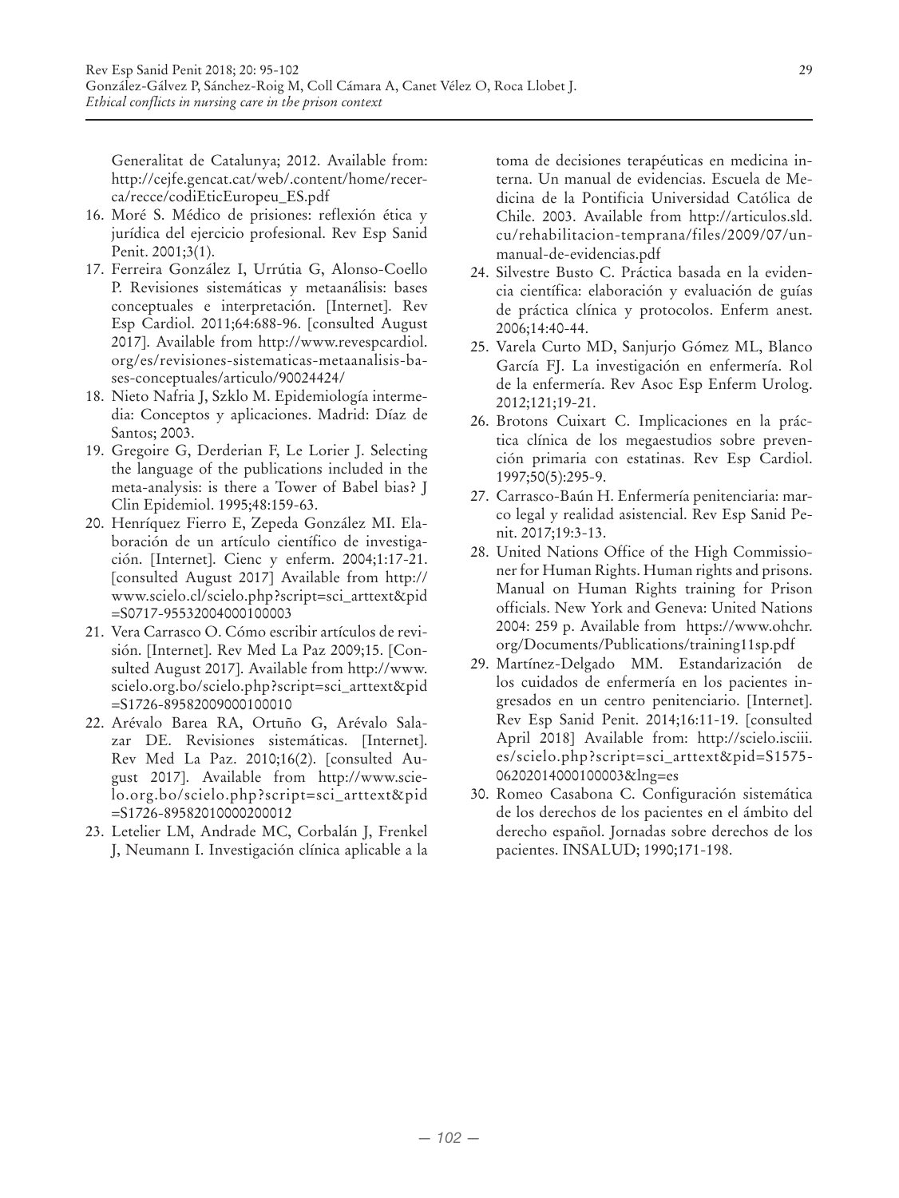Generalitat de Catalunya; 2012. Available from: http://cejfe.gencat.cat/web/.content/home/recerca/recce/codiEticEuropeu_ES.pdf

16. Moré S. Médico de prisiones: reflexión ética y jurídica del ejercicio profesional. Rev Esp Sanid Penit. 2001;3(1).
17. Ferreira González I, Urrútia G, Alonso-Coello P. Revisiones sistemáticas y metaanálisis: bases conceptuales e interpretación. [Internet]. Rev Esp Cardiol. 2011;64:688-96. [consulted August 2017]. Available from http://www.revespcardiol.org/es/revisiones-sistematicas-metaanalisis-bases-conceptuales/articulo/90024424/
18. Nieto Nafria J, Szklo M. Epidemiología intermedia: Conceptos y aplicaciones. Madrid: Díaz de Santos; 2003.
19. Gregoire G, Derderian F, Le Lorier J. Selecting the language of the publications included in the meta-analysis: is there a Tower of Babel bias? J Clin Epidemiol. 1995;48:159-63.
20. Henríquez Fierro E, Zepeda González MI. Elaboración de un artículo científico de investigación. [Internet]. Cienc y enferm. 2004;1:17-21. [consulted August 2017] Available from http://www.scielo.cl/scielo.php?script=sci_arttext&pid=S0717-95532004000100003
21. Vera Carrasco O. Cómo escribir artículos de revisión. [Internet]. Rev Med La Paz 2009;15. [Consulted August 2017]. Available from http://www.scielo.org.bo/scielo.php?script=sci_arttext&pid=S1726-89582009000100010
22. Arévalo Barea RA, Ortuño G, Arévalo Salazar DE. Revisiones sistemáticas. [Internet]. Rev Med La Paz. 2010;16(2). [consulted August 2017]. Available from http://www.scielo.org.bo/scielo.php?script=sci_arttext&pid=S1726-89582010000200012
23. Letelier LM, Andrade MC, Corbalán J, Frenkel J, Neumann I. Investigación clínica aplicable a la toma de decisiones terapéuticas en medicina interna. Un manual de evidencias. Escuela de Medicina de la Pontificia Universidad Católica de Chile. 2003. Available from http://articulos.sld.cu/rehabilitacion-temprana/files/2009/07/un-manual-de-evidencias.pdf
24. Silvestre Busto C. Práctica basada en la evidencia científica: elaboración y evaluación de guías de práctica clínica y protocolos. Enferm anest. 2006;14:40-44.
25. Varela Curto MD, Sanjurjo Gómez ML, Blanco García FJ. La investigación en enfermería. Rol de la enfermería. Rev Asoc Esp Enferm Urolog. 2012;121;19-21.
26. Brotons Cuixart C. Implicaciones en la práctica clínica de los megaestudios sobre prevención primaria con estatinas. Rev Esp Cardiol. 1997;50(5):295-9.
27. Carrasco-Baún H. Enfermería penitenciaria: marco legal y realidad asistencial. Rev Esp Sanid Penit. 2017;19:3-13.
28. United Nations Office of the High Commissioner for Human Rights. Human rights and prisons. Manual on Human Rights training for Prison officials. New York and Geneva: United Nations 2004: 259 p. Available from https://www.ohchr.org/Documents/Publications/training11sp.pdf
29. Martínez-Delgado MM. Estandarización de los cuidados de enfermería en los pacientes ingresados en un centro penitenciario. [Internet]. Rev Esp Sanid Penit. 2014;16:11-19. [consulted April 2018] Available from: http://scielo.isciii.es/scielo.php?script=sci_arttext&pid=S1575-06202014000100003&lng=es
30. Romeo Casabona C. Configuración sistemática de los derechos de los pacientes en el ámbito del derecho español. Jornadas sobre derechos de los pacientes. INSALUD; 1990;171-198.